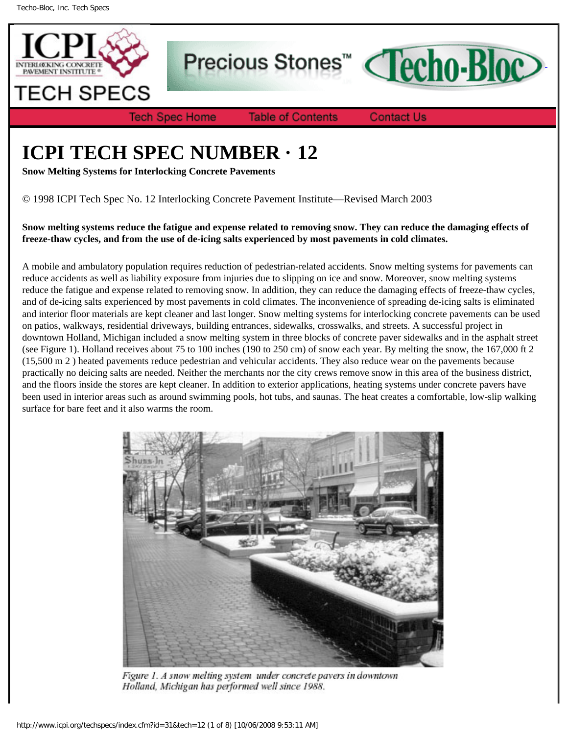# ICPI TECH SPEC NUMBER · 12

**Snow Melting Systems for Interlocking Concrete Pavements**

© 1998 ICPI Tech Spec No. 12 Interlocking Concrete Pavement Institute—Revised March 2003

**Snow melting systems reduce the fatigue and expense related to removing snow. They can reduce the damaging effects of freeze-thaw cycles, and from the use of de-icing salts experienced by most pavements in cold climates.**

A mobile and ambulatory population requires reduction of pedestrian-related accidents. Snow melting systems for pavements can reduce accidents as well as liability exposure from injuries due to slipping on ice and snow. Moreover, snow melting systems reduce the fatigue and expense related to removing snow. In addition, they can reduce the damaging effects of freeze-thaw cycles, and of de-icing salts experienced by most pavements in cold climates. The inconvenience of spreading de-icing salts is eliminated and interior floor materials are kept cleaner and last longer. Snow melting systems for interlocking concrete pavements can be used on patios, walkways, residential driveways, building entrances, sidewalks, crosswalks, and streets. A successful project in downtown Holland, Michigan included a snow melting system in three blocks of concrete paver sidewalks and in the asphalt street (see Figure 1). Holland receives about 75 to 100 inches (190 to 250 cm) of snow each year. By melting the snow, the 167,000 ft $^2$ (15,500 m $^2$ ) heated pavements reduce pedestrian and vehicular accidents. They also reduce wear on the pavements because practically no deicing salts are needed. Neither the merchants nor the city crews remove snow in this area of the business district, and the floors inside the stores are kept cleaner. In addition to exterior applications, heating systems under concrete pavers have been used in interior areas such as around swimming pools, hot tubs, and saunas. The heat creates a comfortable, low-slip walking surface for bare feet and it also warms the room.

*Figure 1. A snow melting system under concrete pavers in downtown Holland, Michigan has performed well since 1988.*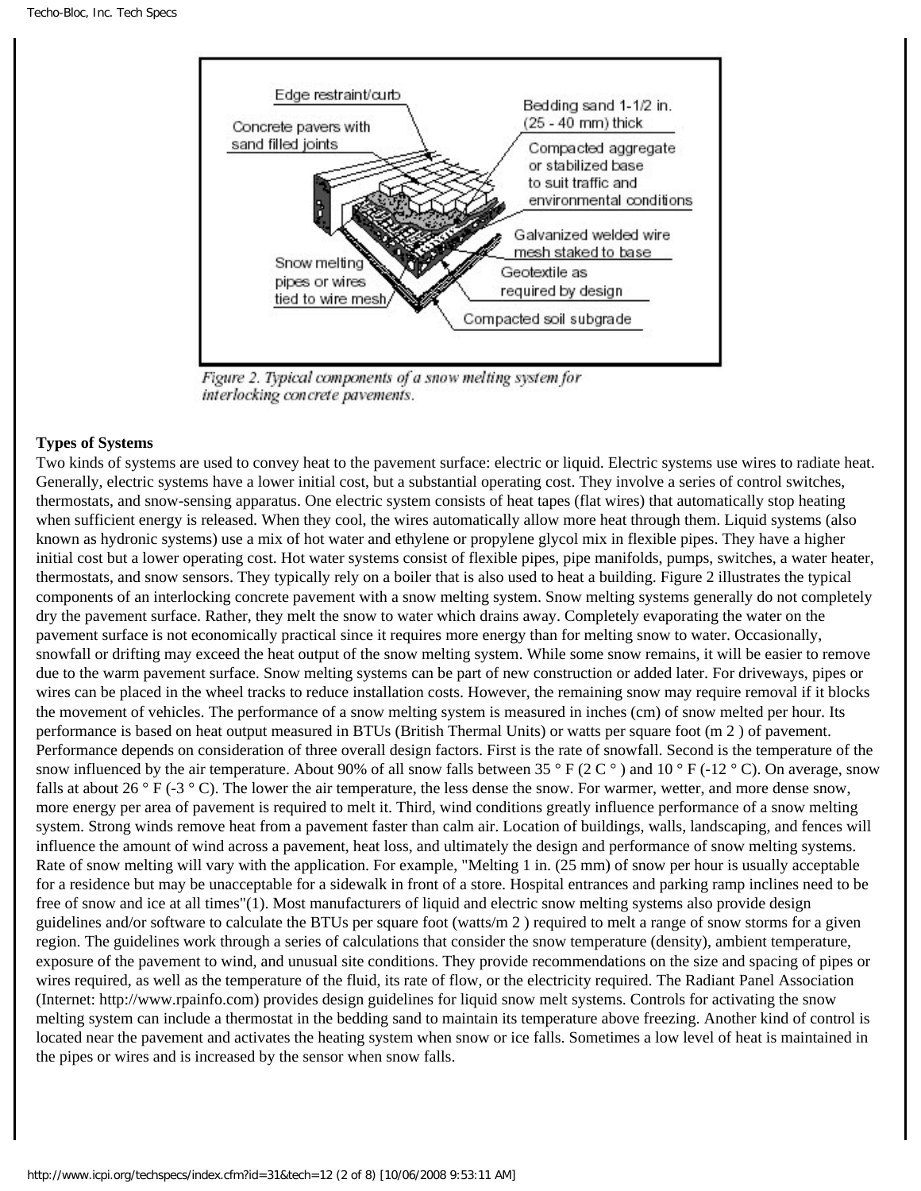Figure 2. Typical components of a snow melting system for interlocking concrete pavements.

**Types of Systems**

Two kinds of systems are used to convey heat to the pavement surface: electric or liquid. Electric systems use wires to radiate heat. Generally, electric systems have a lower initial cost, but a substantial operating cost. They involve a series of control switches, thermostats, and snow-sensing apparatus. One electric system consists of heat tapes (flat wires) that automatically stop heating when sufficient energy is released. When they cool, the wires automatically allow more heat through them. Liquid systems (also known as hydronic systems) use a mix of hot water and ethylene or propylene glycol mix in flexible pipes. They have a higher initial cost but a lower operating cost. Hot water systems consist of flexible pipes, pipe manifolds, pumps, switches, a water heater, thermostats, and snow sensors. They typically rely on a boiler that is also used to heat a building. Figure 2 illustrates the typical components of an interlocking concrete pavement with a snow melting system. Snow melting systems generally do not completely dry the pavement surface. Rather, they melt the snow to water which drains away. Completely evaporating the water on the pavement surface is not economically practical since it requires more energy than for melting snow to water. Occasionally, snowfall or drifting may exceed the heat output of the snow melting system. While some snow remains, it will be easier to remove due to the warm pavement surface. Snow melting systems can be part of new construction or added later. For driveways, pipes or wires can be placed in the wheel tracks to reduce installation costs. However, the remaining snow may require removal if it blocks the movement of vehicles. The performance of a snow melting system is measured in inches (cm) of snow melted per hour. Its performance is based on heat output measured in BTUs (British Thermal Units) or watts per square foot (m $^2$) of pavement. Performance depends on consideration of three overall design factors. First is the rate of snowfall. Second is the temperature of the snow influenced by the air temperature. About 90% of all snow falls between 35 ° F (2 C ° ) and 10 ° F (-12 ° C). On average, snow falls at about 26 ° F (-3 ° C). The lower the air temperature, the less dense the snow. For warmer, wetter, and more dense snow, more energy per area of pavement is required to melt it. Third, wind conditions greatly influence performance of a snow melting system. Strong winds remove heat from a pavement faster than calm air. Location of buildings, walls, landscaping, and fences will influence the amount of wind across a pavement, heat loss, and ultimately the design and performance of snow melting systems. Rate of snow melting will vary with the application. For example, "Melting 1 in. (25 mm) of snow per hour is usually acceptable for a residence but may be unacceptable for a sidewalk in front of a store. Hospital entrances and parking ramp inclines need to be free of snow and ice at all times"(1). Most manufacturers of liquid and electric snow melting systems also provide design guidelines and/or software to calculate the BTUs per square foot (watts/m $^2$) required to melt a range of snow storms for a given region. The guidelines work through a series of calculations that consider the snow temperature (density), ambient temperature, exposure of the pavement to wind, and unusual site conditions. They provide recommendations on the size and spacing of pipes or wires required, as well as the temperature of the fluid, its rate of flow, or the electricity required. The Radiant Panel Association (Internet: http://www.rpainfo.com) provides design guidelines for liquid snow melt systems. Controls for activating the snow melting system can include a thermostat in the bedding sand to maintain its temperature above freezing. Another kind of control is located near the pavement and activates the heating system when snow or ice falls. Sometimes a low level of heat is maintained in the pipes or wires and is increased by the sensor when snow falls.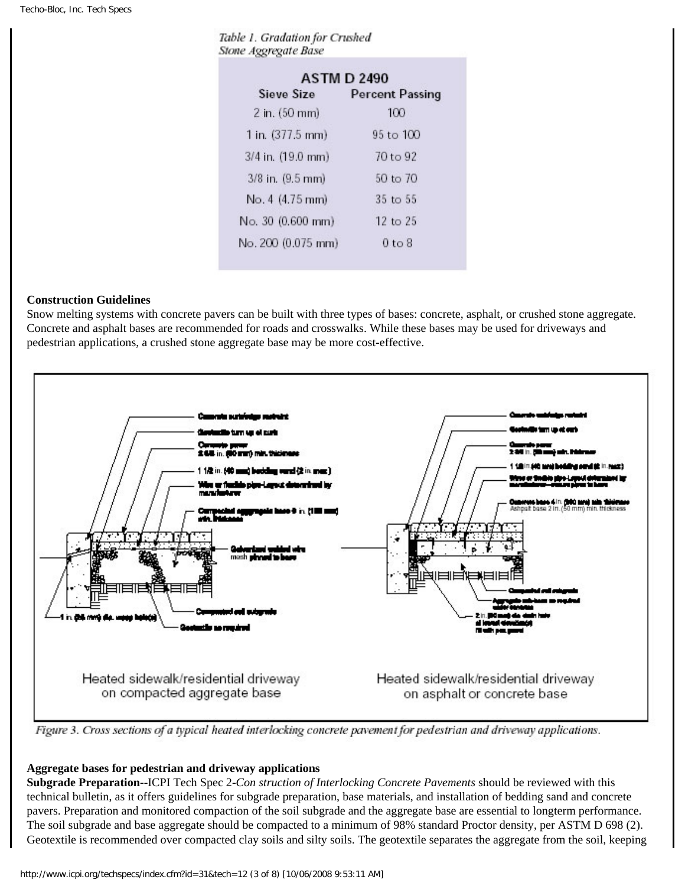*Table 1. Gradation for Crushed Stone Aggregate Base*

| ASTM D 2490 | |
|---|---|
| **Sieve Size** | **Percent Passing** |
| 2 in. (50 mm) | 100 |
| 1 in. (377.5 mm) | 95 to 100 |
| 3/4 in. (19.0 mm) | 70 to 92 |
| 3/8 in. (9.5 mm) | 50 to 70 |
| No. 4 (4.75 mm) | 35 to 55 |
| No. 30 (0.600 mm) | 12 to 25 |
| No. 200 (0.075 mm) | 0 to 8 |

**Construction Guidelines**

Snow melting systems with concrete pavers can be built with three types of bases: concrete, asphalt, or crushed stone aggregate. Concrete and asphalt bases are recommended for roads and crosswalks. While these bases may be used for driveways and pedestrian applications, a crushed stone aggregate base may be more cost-effective.

Heated sidewalk/residential driveway on compacted aggregate base

Heated sidewalk/residential driveway on asphalt or concrete base

*Figure 3. Cross sections of a typical heated interlocking concrete pavement for pedestrian and driveway applications.*

**Aggregate bases for pedestrian and driveway applications**

**Subgrade Preparation**--ICPI Tech Spec 2-*Con struction of Interlocking Concrete Pavements* should be reviewed with this technical bulletin, as it offers guidelines for subgrade preparation, base materials, and installation of bedding sand and concrete pavers. Preparation and monitored compaction of the soil subgrade and the aggregate base are essential to longterm performance. The soil subgrade and base aggregate should be compacted to a minimum of 98% standard Proctor density, per ASTM D 698 (2). Geotextile is recommended over compacted clay soils and silty soils. The geotextile separates the aggregate from the soil, keeping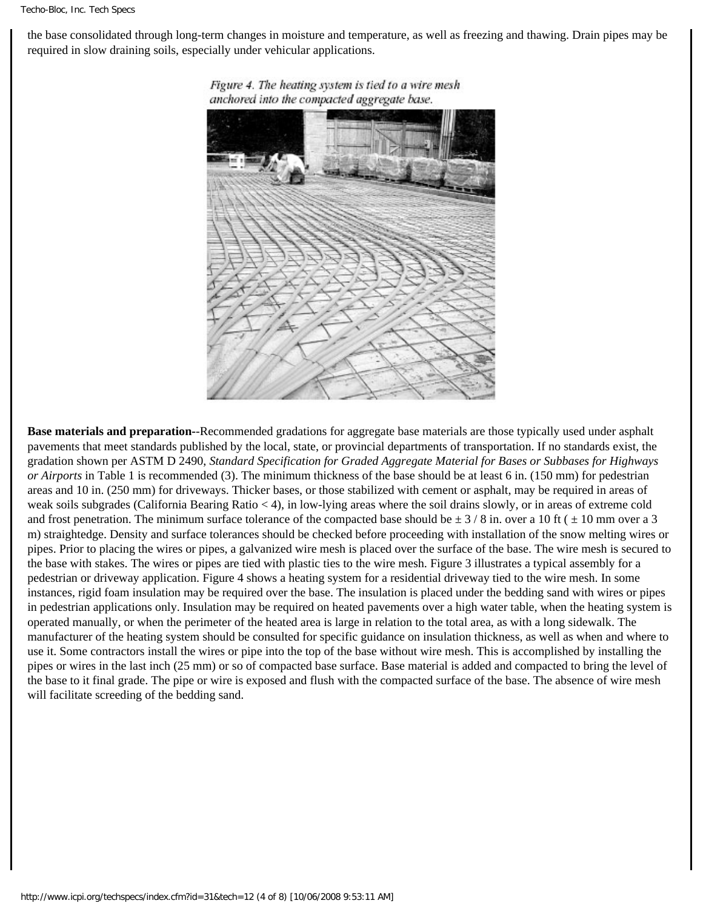the base consolidated through long-term changes in moisture and temperature, as well as freezing and thawing. Drain pipes may be required in slow draining soils, especially under vehicular applications.

*Figure 4. The heating system is tied to a wire mesh anchored into the compacted aggregate base.*

**Base materials and preparation**--Recommended gradations for aggregate base materials are those typically used under asphalt pavements that meet standards published by the local, state, or provincial departments of transportation. If no standards exist, the gradation shown per ASTM D 2490, *Standard Specification for Graded Aggregate Material for Bases or Subbases for Highways or Airports* in Table 1 is recommended (3). The minimum thickness of the base should be at least 6 in. (150 mm) for pedestrian areas and 10 in. (250 mm) for driveways. Thicker bases, or those stabilized with cement or asphalt, may be required in areas of weak soils subgrades (California Bearing Ratio < 4), in low-lying areas where the soil drains slowly, or in areas of extreme cold and frost penetration. The minimum surface tolerance of the compacted base should be ± 3 / 8 in. over a 10 ft ( ± 10 mm over a 3 m) straightedge. Density and surface tolerances should be checked before proceeding with installation of the snow melting wires or pipes. Prior to placing the wires or pipes, a galvanized wire mesh is placed over the surface of the base. The wire mesh is secured to the base with stakes. The wires or pipes are tied with plastic ties to the wire mesh. Figure 3 illustrates a typical assembly for a pedestrian or driveway application. Figure 4 shows a heating system for a residential driveway tied to the wire mesh. In some instances, rigid foam insulation may be required over the base. The insulation is placed under the bedding sand with wires or pipes in pedestrian applications only. Insulation may be required on heated pavements over a high water table, when the heating system is operated manually, or when the perimeter of the heated area is large in relation to the total area, as with a long sidewalk. The manufacturer of the heating system should be consulted for specific guidance on insulation thickness, as well as when and where to use it. Some contractors install the wires or pipe into the top of the base without wire mesh. This is accomplished by installing the pipes or wires in the last inch (25 mm) or so of compacted base surface. Base material is added and compacted to bring the level of the base to it final grade. The pipe or wire is exposed and flush with the compacted surface of the base. The absence of wire mesh will facilitate screeding of the bedding sand.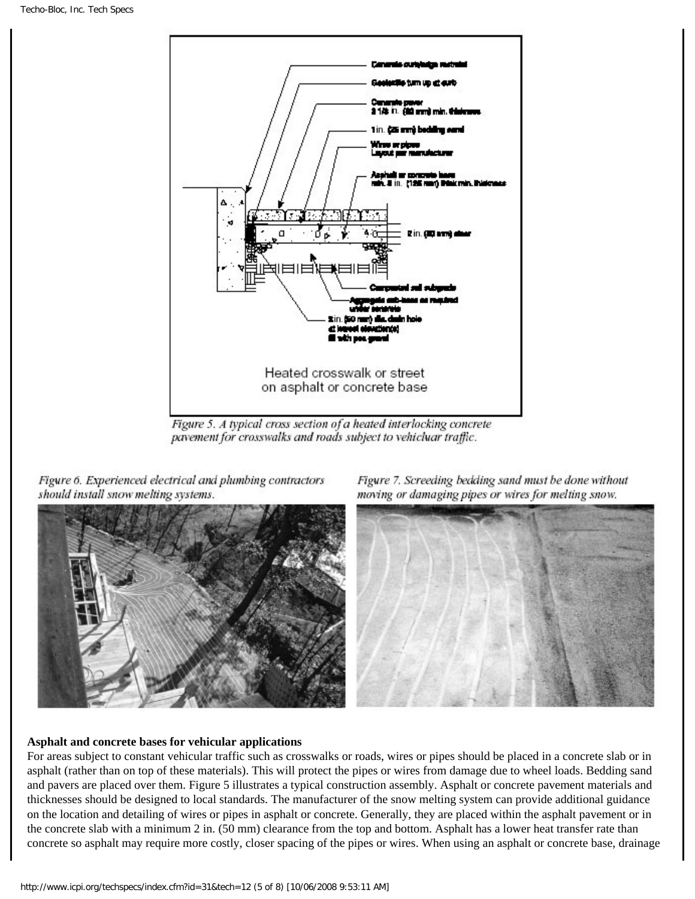Heated crosswalk or street on asphalt or concrete base

Figure 5. A typical cross section of a heated interlocking concrete pavement for crosswalks and roads subject to vehicluar traffic.

Figure 6. Experienced electrical and plumbing contractors should install snow melting systems.

Figure 7. Screeding bedding sand must be done without moving or damaging pipes or wires for melting snow.

**Asphalt and concrete bases for vehicular applications**

For areas subject to constant vehicular traffic such as crosswalks or roads, wires or pipes should be placed in a concrete slab or in asphalt (rather than on top of these materials). This will protect the pipes or wires from damage due to wheel loads. Bedding sand and pavers are placed over them. Figure 5 illustrates a typical construction assembly. Asphalt or concrete pavement materials and thicknesses should be designed to local standards. The manufacturer of the snow melting system can provide additional guidance on the location and detailing of wires or pipes in asphalt or concrete. Generally, they are placed within the asphalt pavement or in the concrete slab with a minimum 2 in. (50 mm) clearance from the top and bottom. Asphalt has a lower heat transfer rate than concrete so asphalt may require more costly, closer spacing of the pipes or wires. When using an asphalt or concrete base, drainage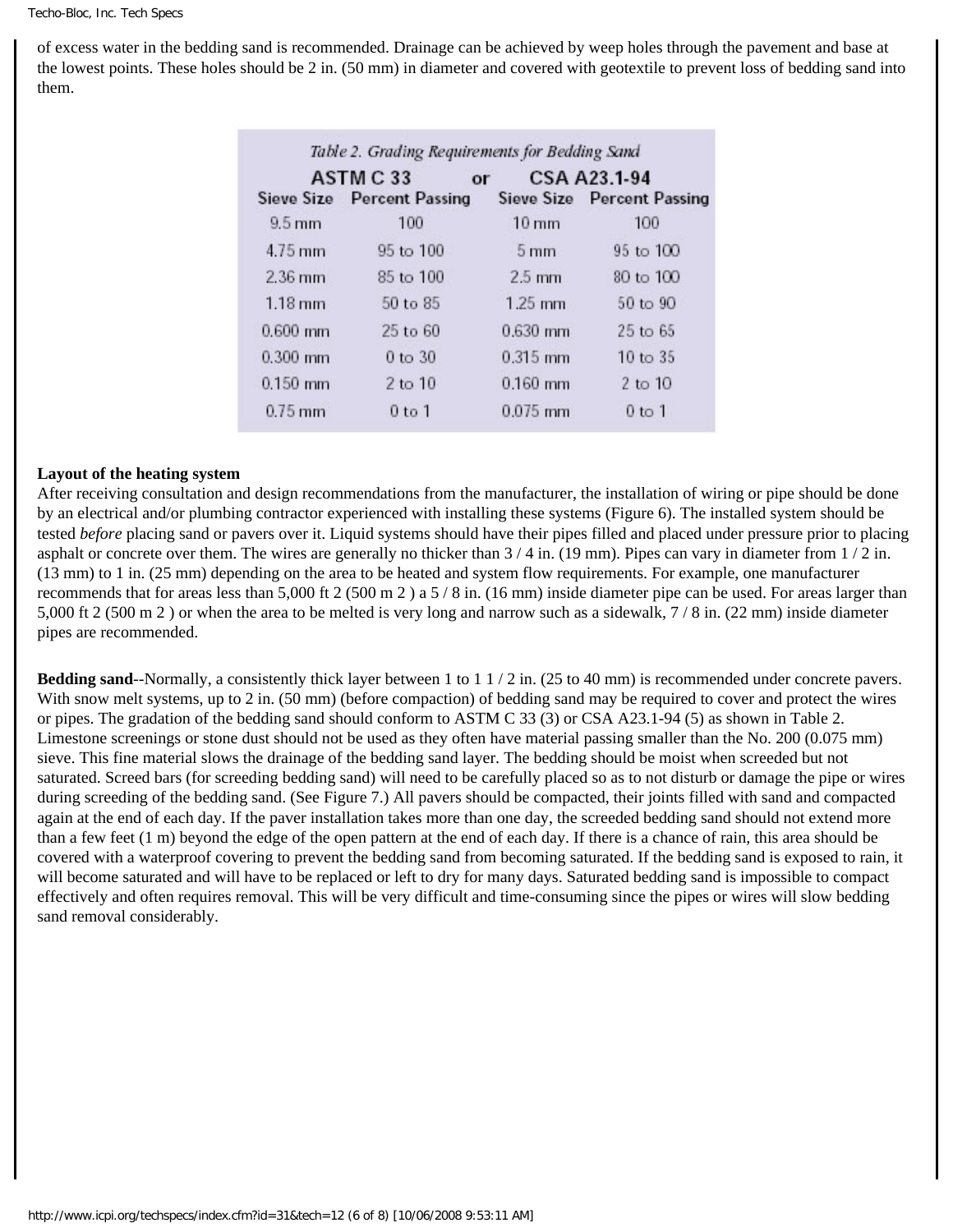of excess water in the bedding sand is recommended. Drainage can be achieved by weep holes through the pavement and base at the lowest points. These holes should be 2 in. (50 mm) in diameter and covered with geotextile to prevent loss of bedding sand into them.

*Table 2. Grading Requirements for Bedding Sand*

| ASTM C 33 | | or | CSA A23.1-94 | |
|---|---|---|---|---|
| Sieve Size | Percent Passing | | Sieve Size | Percent Passing |
| 9.5 mm | 100 | | 10 mm | 100 |
| 4.75 mm | 95 to 100 | | 5 mm | 95 to 100 |
| 2.36 mm | 85 to 100 | | 2.5 mm | 80 to 100 |
| 1.18 mm | 50 to 85 | | 1.25 mm | 50 to 90 |
| 0.600 mm | 25 to 60 | | 0.630 mm | 25 to 65 |
| 0.300 mm | 0 to 30 | | 0.315 mm | 10 to 35 |
| 0.150 mm | 2 to 10 | | 0.160 mm | 2 to 10 |
| 0.75 mm | 0 to 1 | | 0.075 mm | 0 to 1 |

**Layout of the heating system**

After receiving consultation and design recommendations from the manufacturer, the installation of wiring or pipe should be done by an electrical and/or plumbing contractor experienced with installing these systems (Figure 6). The installed system should be tested *before* placing sand or pavers over it. Liquid systems should have their pipes filled and placed under pressure prior to placing asphalt or concrete over them. The wires are generally no thicker than 3 / 4 in. (19 mm). Pipes can vary in diameter from 1 / 2 in. (13 mm) to 1 in. (25 mm) depending on the area to be heated and system flow requirements. For example, one manufacturer recommends that for areas less than 5,000 ft 2 (500 m 2 ) a 5 / 8 in. (16 mm) inside diameter pipe can be used. For areas larger than 5,000 ft 2 (500 m 2 ) or when the area to be melted is very long and narrow such as a sidewalk, 7 / 8 in. (22 mm) inside diameter pipes are recommended.

**Bedding sand**--Normally, a consistently thick layer between 1 to 1 1 / 2 in. (25 to 40 mm) is recommended under concrete pavers. With snow melt systems, up to 2 in. (50 mm) (before compaction) of bedding sand may be required to cover and protect the wires or pipes. The gradation of the bedding sand should conform to ASTM C 33 (3) or CSA A23.1-94 (5) as shown in Table 2. Limestone screenings or stone dust should not be used as they often have material passing smaller than the No. 200 (0.075 mm) sieve. This fine material slows the drainage of the bedding sand layer. The bedding should be moist when screeded but not saturated. Screed bars (for screeding bedding sand) will need to be carefully placed so as to not disturb or damage the pipe or wires during screeding of the bedding sand. (See Figure 7.) All pavers should be compacted, their joints filled with sand and compacted again at the end of each day. If the paver installation takes more than one day, the screeded bedding sand should not extend more than a few feet (1 m) beyond the edge of the open pattern at the end of each day. If there is a chance of rain, this area should be covered with a waterproof covering to prevent the bedding sand from becoming saturated. If the bedding sand is exposed to rain, it will become saturated and will have to be replaced or left to dry for many days. Saturated bedding sand is impossible to compact effectively and often requires removal. This will be very difficult and time-consuming since the pipes or wires will slow bedding sand removal considerably.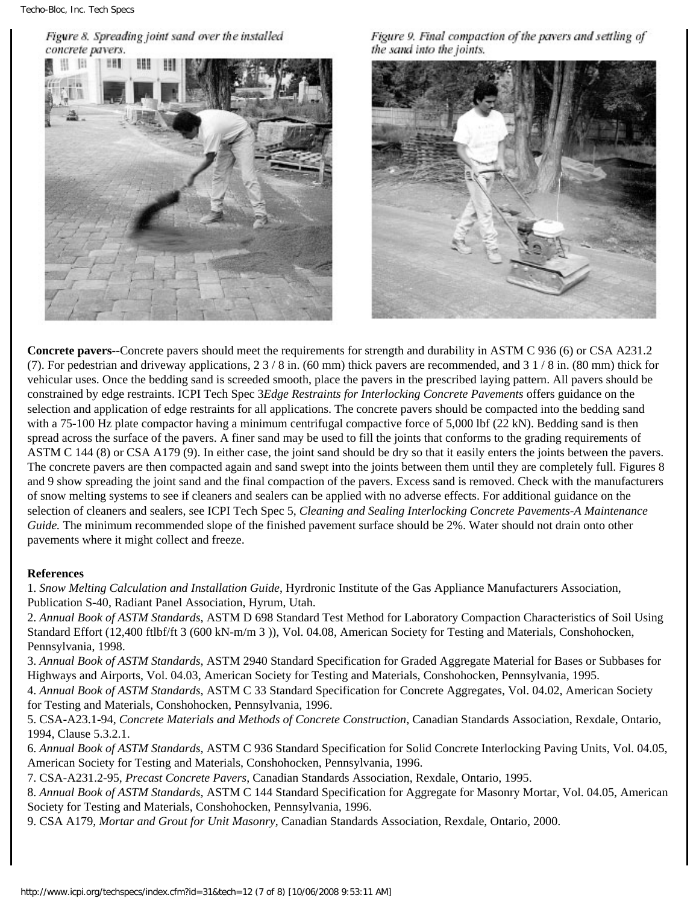Figure 8. Spreading joint sand over the installed concrete pavers.

Figure 9. Final compaction of the pavers and settling of the sand into the joints.

**Concrete pavers**--Concrete pavers should meet the requirements for strength and durability in ASTM C 936 (6) or CSA A231.2 (7). For pedestrian and driveway applications, 2 3 / 8 in. (60 mm) thick pavers are recommended, and 3 1 / 8 in. (80 mm) thick for vehicular uses. Once the bedding sand is screeded smooth, place the pavers in the prescribed laying pattern. All pavers should be constrained by edge restraints. ICPI Tech Spec 3*Edge Restraints for Interlocking Concrete Pavements* offers guidance on the selection and application of edge restraints for all applications. The concrete pavers should be compacted into the bedding sand with a 75-100 Hz plate compactor having a minimum centrifugal compactive force of 5,000 lbf (22 kN). Bedding sand is then spread across the surface of the pavers. A finer sand may be used to fill the joints that conforms to the grading requirements of ASTM C 144 (8) or CSA A179 (9). In either case, the joint sand should be dry so that it easily enters the joints between the pavers. The concrete pavers are then compacted again and sand swept into the joints between them until they are completely full. Figures 8 and 9 show spreading the joint sand and the final compaction of the pavers. Excess sand is removed. Check with the manufacturers of snow melting systems to see if cleaners and sealers can be applied with no adverse effects. For additional guidance on the selection of cleaners and sealers, see ICPI Tech Spec 5, *Cleaning and Sealing Interlocking Concrete Pavements-A Maintenance Guide.* The minimum recommended slope of the finished pavement surface should be 2%. Water should not drain onto other pavements where it might collect and freeze.

**References**

1. *Snow Melting Calculation and Installation Guide*, Hyrdronic Institute of the Gas Appliance Manufacturers Association, Publication S-40, Radiant Panel Association, Hyrum, Utah.
2. *Annual Book of ASTM Standards*, ASTM D 698 Standard Test Method for Laboratory Compaction Characteristics of Soil Using Standard Effort (12,400 ftlbf/ft 3 (600 kN-m/m 3 )), Vol. 04.08, American Society for Testing and Materials, Conshohocken, Pennsylvania, 1998.
3. *Annual Book of ASTM Standards*, ASTM 2940 Standard Specification for Graded Aggregate Material for Bases or Subbases for Highways and Airports, Vol. 04.03, American Society for Testing and Materials, Conshohocken, Pennsylvania, 1995.
4. *Annual Book of ASTM Standards*, ASTM C 33 Standard Specification for Concrete Aggregates, Vol. 04.02, American Society for Testing and Materials, Conshohocken, Pennsylvania, 1996.
5. CSA-A23.1-94, *Concrete Materials and Methods of Concrete Construction*, Canadian Standards Association, Rexdale, Ontario, 1994, Clause 5.3.2.1.
6. *Annual Book of ASTM Standards*, ASTM C 936 Standard Specification for Solid Concrete Interlocking Paving Units, Vol. 04.05, American Society for Testing and Materials, Conshohocken, Pennsylvania, 1996.
7. CSA-A231.2-95, *Precast Concrete Pavers*, Canadian Standards Association, Rexdale, Ontario, 1995.
8. *Annual Book of ASTM Standards*, ASTM C 144 Standard Specification for Aggregate for Masonry Mortar, Vol. 04.05, American Society for Testing and Materials, Conshohocken, Pennsylvania, 1996.
9. CSA A179, *Mortar and Grout for Unit Masonry*, Canadian Standards Association, Rexdale, Ontario, 2000.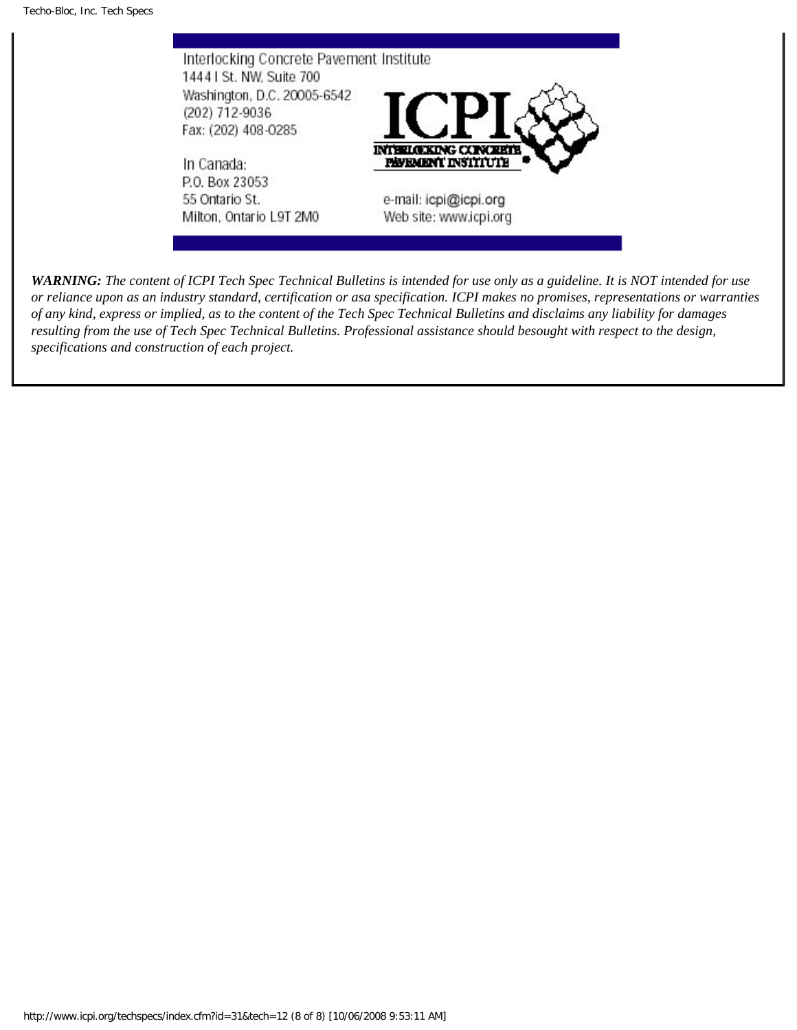Interlocking Concrete Pavement Institute
1444 I St. NW, Suite 700
Washington, D.C. 20005-6542
(202) 712-9036
Fax: (202) 408-0285

In Canada:
P.O. Box 23053
55 Ontario St.
Milton, Ontario L9T 2M0

ICPI
INTERLOCKING CONCRETE PAVEMENT INSTITUTE

e-mail: icpi@icpi.org
Web site: www.icpi.org

***WARNING:*** *The content of ICPI Tech Spec Technical Bulletins is intended for use only as a guideline. It is NOT intended for use or reliance upon as an industry standard, certification or asa specification. ICPI makes no promises, representations or warranties of any kind, express or implied, as to the content of the Tech Spec Technical Bulletins and disclaims any liability for damages resulting from the use of Tech Spec Technical Bulletins. Professional assistance should besought with respect to the design, specifications and construction of each project.*